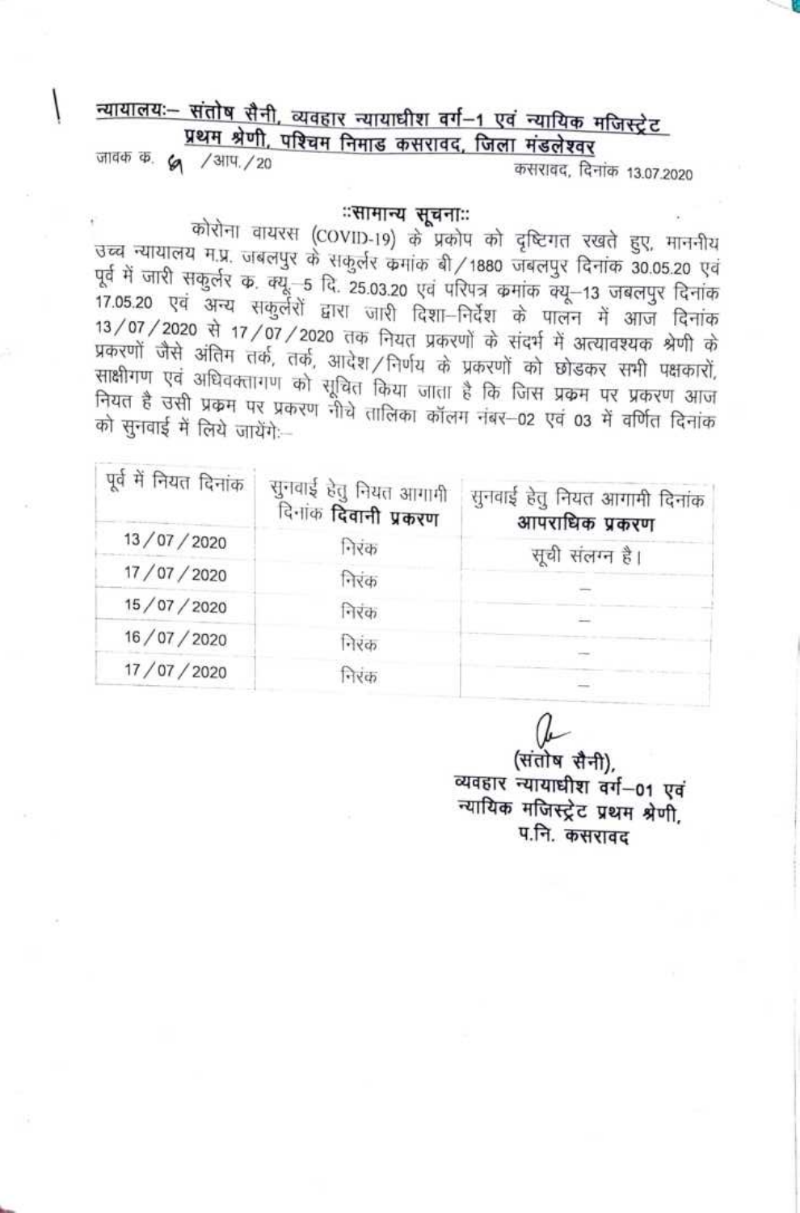**न्यायालयः— संतोष सैनी, व्यवहार न्यायाधीश वर्ग—1 एवं न्यायिक मजिस्ट्रेट प्रथम श्रेणी, पश्चिम निमाड कसरावद, जिला मंडलेश्वर**

जावक क. 61 /आप./20 कसरावद, दिनांक 13.07.2020

## ::सामान्य सूचना::

कोरोना वायरस (COVID-19) के प्रकोप को दृष्टिगत रखते हुए, माननीय उच्च न्यायालय म.प्र. जबलपुर के सकुर्लर कमांक बी/1880 जबलपुर दिनांक 30.05.20 एवं पूर्व में जारी सकुर्लर क. क्यू–5 दि. 25.03.20 एवं परिपत्र कमांक क्यू–13 जबलपुर दिनांक 17.05.20 एवं अन्य सकुर्लरों द्वारा जारी दिशा–निर्देश के पालन में आज दिनांक 13/07/2020 से 17/07/2020 तक नियत प्रकरणों के संदर्भ में अत्यावश्यक श्रेणी के प्रकरणों जैसे अंतिम तर्क, तर्क, आदेश/निर्णय के प्रकरणों को छोडकर सभी पक्षकारों, साक्षीगण एवं अधिवक्तागण को सूचित किया जाता है कि जिस प्रक्रम पर प्रकरण आज नियत है उसी प्रक्रम पर प्रकरण नीचे तालिका कॉलम नंबर–02 एवं 03 में वर्णित दिनांक को सुनवाई में लिये जायेंगेः–

| पूर्व में नियत दिनांक | सुनवाई हेतु नियत आगामी दिनांक **दिवानी प्रकरण** | सुनवाई हेतु नियत आगामी दिनांक **आपराधिक प्रकरण** |
|---|---|---|
| 13/07/2020 | निरंक | सूची संलग्न है। |
| 17/07/2020 | निरंक | — |
| 15/07/2020 | निरंक | — |
| 16/07/2020 | निरंक | — |
| 17/07/2020 | निरंक | — |

(संतोष सैनी),
व्यवहार न्यायाधीश वर्ग–01 एवं
न्यायिक मजिस्ट्रेट प्रथम श्रेणी,
प.नि. कसरावद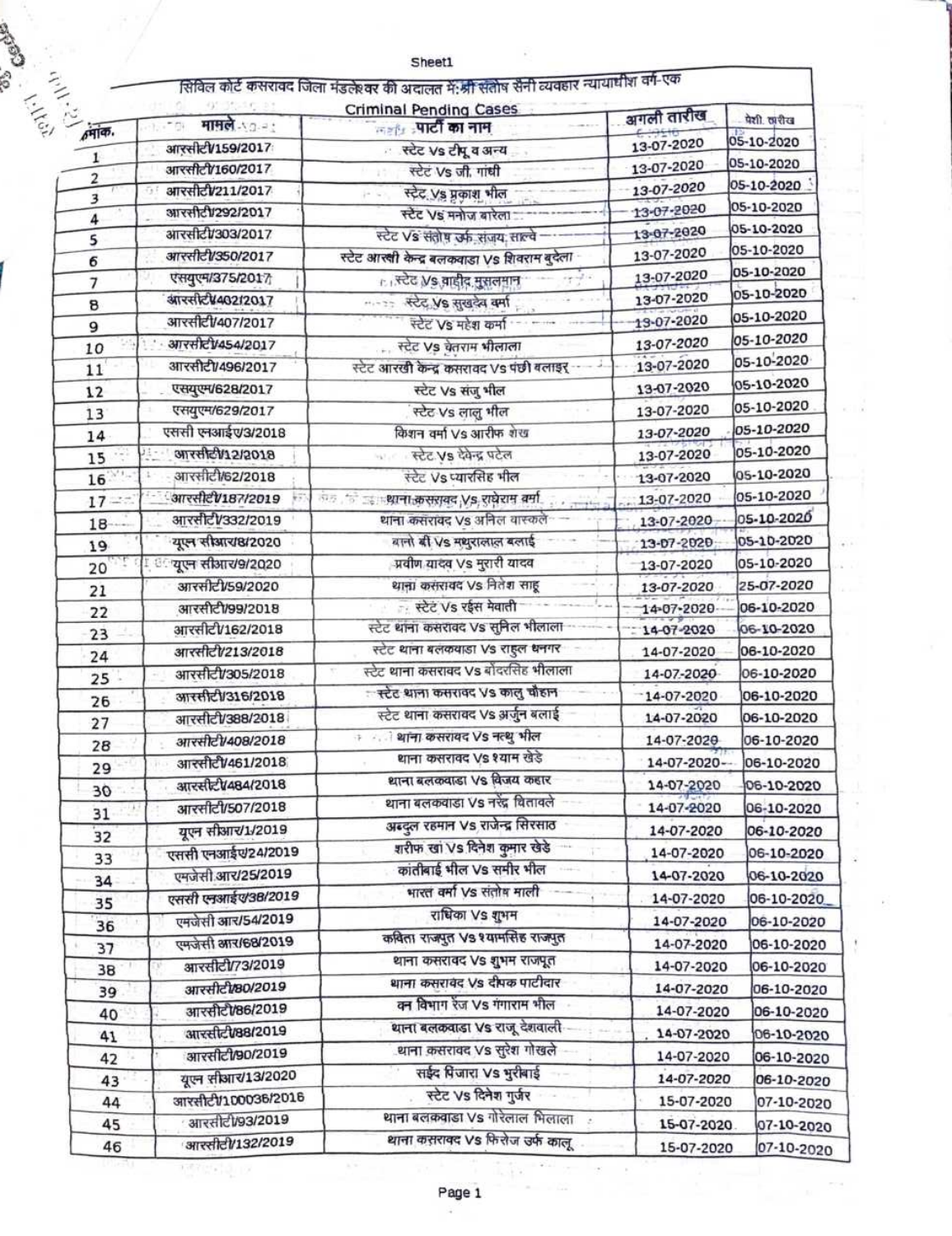सिविल कोर्ट कसरावद जिला मंडलेश्वर की अदालत में: श्री संतोष सैनी व्यवहार न्यायाधीश वर्ग-एक

## Criminal Pending Cases

| क्रमांक | मामले | पार्टी का नाम | अगली तारीख | पेशी तारीख |
|---|---|---|---|---|
| 1 | आरसीटी/159/2017 | स्टेट Vs टीपू व अन्य | 13-07-2020 | 05-10-2020 |
| 2 | आरसीटी/160/2017 | स्टेट Vs जी. गांधी | 13-07-2020 | 05-10-2020 |
| 3 | आरसीटी/211/2017 | स्टेट Vs प्रकाश भील | 13-07-2020 | 05-10-2020 |
| 4 | आरसीटी/292/2017 | स्टेट Vs मनोज बारेला | 13-07-2020 | 05-10-2020 |
| 5 | आरसीटी/303/2017 | स्टेट Vs संतोष उर्फ संजय साल्वे | 13-07-2020 | 05-10-2020 |
| 6 | आरसीटी/350/2017 | स्टेट आरक्षी केन्द्र बलकवाडा Vs शिवराम बुंदेला | 13-07-2020 | 05-10-2020 |
| 7 | एसयुएम/375/2017 | स्टेट Vs वाहीद मुसलमान | 13-07-2020 | 05-10-2020 |
| 8 | आरसीटी/402/2017 | स्टेट Vs सुखदेव वर्मा | 13-07-2020 | 05-10-2020 |
| 9 | आरसीटी/407/2017 | स्टेट Vs महेश कर्मा | 13-07-2020 | 05-10-2020 |
| 10 | आरसीटी/454/2017 | स्टेट Vs चेतराम भीलाला | 13-07-2020 | 05-10-2020 |
| 11 | आरसीटी/496/2017 | स्टेट आरक्षी केन्द्र कसरावद Vs पंछी बलाइर | 13-07-2020 | 05-10-2020 |
| 12 | एसयुएम/628/2017 | स्टेट Vs संजु भील | 13-07-2020 | 05-10-2020 |
| 13 | एसयुएम/629/2017 | स्टेट Vs लालु भील | 13-07-2020 | 05-10-2020 |
| 14 | एससी एनआईए/3/2018 | किशन वर्मा Vs आरीफ शेख | 13-07-2020 | 05-10-2020 |
| 15 | आरसीटी/12/2018 | स्टेट Vs देवेन्द्र पटेल | 13-07-2020 | 05-10-2020 |
| 16 | आरसीटी/62/2018 | स्टेट Vs प्यारसिंह भील | 13-07-2020 | 05-10-2020 |
| 17 | आरसीटी/187/2019 | थाना कसरावद Vs राधेराम वर्मा | 13-07-2020 | 05-10-2020 |
| 18 | आरसीटी/332/2019 | थाना कसरावद Vs अनिल वास्कले | 13-07-2020 | 05-10-2020 |
| 19 | यूएन सीआर/8/2020 | बनो बी Vs मथुरालाल बलाई | 13-07-2020 | 05-10-2020 |
| 20 | यूएन सीआर/9/2020 | प्रवीण यादव Vs मुरारी यादव | 13-07-2020 | 05-10-2020 |
| 21 | आरसीटी/59/2020 | थाना कसरावद Vs नितेश साहू | 13-07-2020 | 25-07-2020 |
| 22 | आरसीटी/99/2018 | स्टेट Vs रईस मेवाती | 14-07-2020 | 06-10-2020 |
| 23 | आरसीटी/162/2018 | स्टेट थाना कसरावद Vs सुनिल भीलाला | 14-07-2020 | 06-10-2020 |
| 24 | आरसीटी/213/2018 | स्टेट थाना बलकवाडा Vs राहुल धनगर | 14-07-2020 | 06-10-2020 |
| 25 | आरसीटी/305/2018 | स्टेट थाना कसरावद Vs बोंदरसिंह भीलाला | 14-07-2020 | 06-10-2020 |
| 26 | आरसीटी/316/2018 | स्टेट थाना कसरावद Vs कालु चौहान | 14-07-2020 | 06-10-2020 |
| 27 | आरसीटी/388/2018 | स्टेट थाना कसरावद Vs अर्जुन बलाई | 14-07-2020 | 06-10-2020 |
| 28 | आरसीटी/408/2018 | थाना कसरावद Vs नत्थु भील | 14-07-2020 | 06-10-2020 |
| 29 | आरसीटी/461/2018 | थाना कसरावद Vs श्याम खेडे | 14-07-2020 | 06-10-2020 |
| 30 | आरसीटी/484/2018 | थाना बलकवाडा Vs विजय कहार | 14-07-2020 | 06-10-2020 |
| 31 | आरसीटी/507/2018 | थाना बलकवाडा Vs नरेंद्र चितावले | 14-07-2020 | 06-10-2020 |
| 32 | यूएन सीआर/1/2019 | अब्दुल रहमान Vs राजेन्द्र सिरसाठ | 14-07-2020 | 06-10-2020 |
| 33 | एससी एनआईए/24/2019 | शरीफ खां Vs दिनेश कुमार खेडे | 14-07-2020 | 06-10-2020 |
| 34 | एमजेसी आर/25/2019 | कांतीबाई भील Vs समीर भील | 14-07-2020 | 06-10-2020 |
| 35 | एससी एनआईए/38/2019 | भारत वर्मा Vs संतोष माली | 14-07-2020 | 06-10-2020 |
| 36 | एमजेसी आर/54/2019 | राधिका Vs शुभम | 14-07-2020 | 06-10-2020 |
| 37 | एमजेसी आर/68/2019 | कविता राजपुत Vs श्यामसिंह राजपुत | 14-07-2020 | 06-10-2020 |
| 38 | आरसीटी/73/2019 | थाना कसरावद Vs शुभम राजपूत | 14-07-2020 | 06-10-2020 |
| 39 | आरसीटी/80/2019 | थाना कसरावद Vs दीपक पाटीदार | 14-07-2020 | 06-10-2020 |
| 40 | आरसीटी/86/2019 | वन विभाग रेंज Vs गंगाराम भील | 14-07-2020 | 06-10-2020 |
| 41 | आरसीटी/88/2019 | थाना बलकवाडा Vs राजू देशवाली | 14-07-2020 | 06-10-2020 |
| 42 | आरसीटी/90/2019 | थाना कसरावद Vs सुरेश गोखले | 14-07-2020 | 06-10-2020 |
| 43 | यूएन सीआर/13/2020 | सईद पिंजारा Vs भुरीबाई | 14-07-2020 | 06-10-2020 |
| 44 | आरसीटी/100036/2016 | स्टेट Vs दिनेश गुर्जर | 15-07-2020 | 07-10-2020 |
| 45 | आरसीटी/93/2019 | थाना बलकवाडा Vs गोरेलाल भिलाला | 15-07-2020 | 07-10-2020 |
| 46 | आरसीटी/132/2019 | थाना कसरावद Vs फिरोज उर्फ कालू | 15-07-2020 | 07-10-2020 |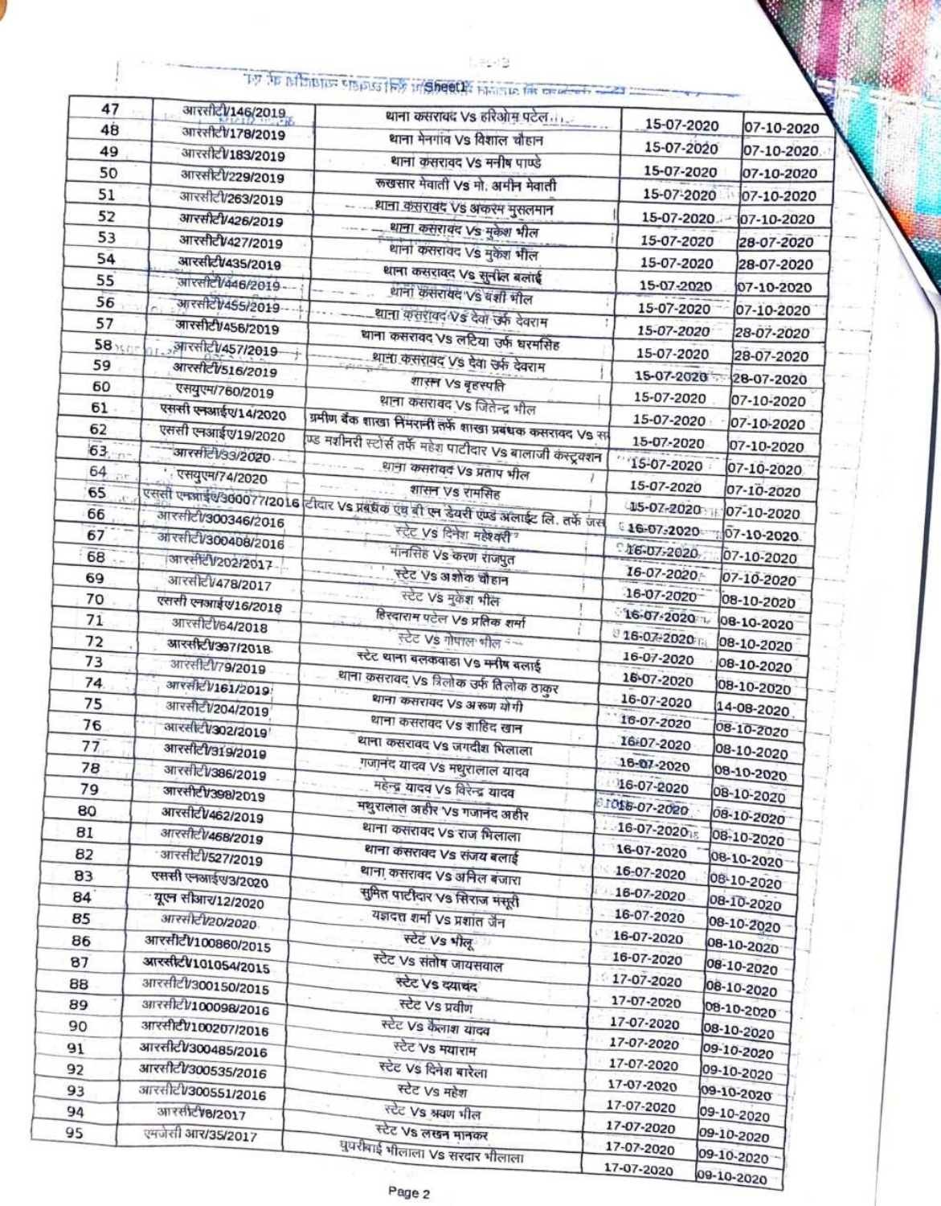| 47 | आरसीटी/146/2019 | थाना कसरावद Vs हरिओम पटेल | 15-07-2020 | 07-10-2020 |
|---|---|---|---|---|
| 48 | आरसीटी/178/2019 | थाना मेनगांव Vs विशाल चौहान | 15-07-2020 | 07-10-2020 |
| 49 | आरसीटी/183/2019 | थाना कसरावद Vs मनीष पाण्डे | 15-07-2020 | 07-10-2020 |
| 50 | आरसीटी/229/2019 | रुखसार मेवाती Vs मो. अमीन मेवाती | 15-07-2020 | 07-10-2020 |
| 51 | आरसीटी/263/2019 | थाना कसरावद Vs अकरम मुसलमान | 15-07-2020 | 07-10-2020 |
| 52 | आरसीटी/426/2019 | थाना कसरावद Vs मुकेश भील | 15-07-2020 | 28-07-2020 |
| 53 | आरसीटी/427/2019 | थाना कसरावद Vs मुकेश भील | 15-07-2020 | 28-07-2020 |
| 54 | आरसीटी/435/2019 | थाना कसरावद Vs सुनील बलाई | 15-07-2020 | 07-10-2020 |
| 55 | आरसीटी/446/2019 | थाना कसरावद Vs बंशी भील | 15-07-2020 | 07-10-2020 |
| 56 | आरसीटी/455/2019 | थाना कसरावद Vs देवा उर्फ देवराम | 15-07-2020 | 28-07-2020 |
| 57 | आरसीटी/456/2019 | थाना कसरावद Vs लटिया उर्फ धरमसिंह | 15-07-2020 | 28-07-2020 |
| 58 | आरसीटी/457/2019 | थाना कसरावद Vs देवा उर्फ देवराम | 15-07-2020 | 28-07-2020 |
| 59 | आरसीटी/516/2019 | शासन Vs बृहस्पति | 15-07-2020 | 07-10-2020 |
| 60 | एसयुएम/760/2019 | थाना कसरावद Vs जितेन्द्र भील | 15-07-2020 | 07-10-2020 |
| 61 | एससी एनआईए/14/2020 | ग्रमीण बैंक शाखा निमरानी तर्फे शाखा प्रबंधक कसरावद Vs स | 15-07-2020 | 07-10-2020 |
| 62 | एससी एनआईए/19/2020 | ण्ड मशीनरी स्टोर्स तर्फे महेश पाटीदार Vs बालाजी कंस्ट्रक्शन | 15-07-2020 | 07-10-2020 |
| 63 | आरसीटी/33/2020 | थाना कसरावद Vs प्रताप भील | 15-07-2020 | 07-10-2020 |
| 64 | एसयुएम/74/2020 | शासन Vs रामसिंह | 15-07-2020 | 07-10-2020 |
| 65 | एससी एनआईए/300077/2016 | टीदार Vs प्रबंधक एवं बी एन डेयरी एण्ड अलाईट लि. तर्फे जस | 15-07-2020 | 07-10-2020 |
| 66 | आरसीटी/300346/2016 | स्टेट Vs दिनेश महेश्वरी | 16-07-2020 | 07-10-2020 |
| 67 | आरसीटी/300408/2016 | मानसिंह Vs करण राजपुत | 16-07-2020 | 07-10-2020 |
| 68 | आरसीटी/202/2017 | स्टेट Vs अशोक चौहान | 16-07-2020 | 07-10-2020 |
| 69 | आरसीटी/478/2017 | स्टेट Vs मुकेश भील | 16-07-2020 | 08-10-2020 |
| 70 | एससी एनआईए/16/2018 | हिरदाराम पटेल Vs प्रतिक शर्मा | 16-07-2020 | 08-10-2020 |
| 71 | आरसीटी/64/2018 | स्टेट Vs गोपाल भील | 16-07-2020 | 08-10-2020 |
| 72 | आरसीटी/397/2018 | स्टेट थाना बलकवाडा Vs मनीष बलाई | 16-07-2020 | 08-10-2020 |
| 73 | आरसीटी/79/2019 | थाना कसरावद Vs तिलोक उर्फ तिलोक ठाकुर | 16-07-2020 | 08-10-2020 |
| 74 | आरसीटी/161/2019 | थाना कसरावद Vs अरुण योगी | 16-07-2020 | 14-08-2020 |
| 75 | आरसीटी/204/2019 | थाना कसरावद Vs शाहिद खान | 16-07-2020 | 08-10-2020 |
| 76 | आरसीटी/302/2019 | थाना कसरावद Vs जगदीश भिलाला | 16-07-2020 | 08-10-2020 |
| 77 | आरसीटी/319/2019 | गजानंद यादव Vs मथुरालाल यादव | 16-07-2020 | 08-10-2020 |
| 78 | आरसीटी/386/2019 | महेन्द्र यादव Vs विरेन्द्र यादव | 16-07-2020 | 08-10-2020 |
| 79 | आरसीटी/398/2019 | मथुरालाल अहीर Vs गजानंद अहीर | 16-07-2020 | 08-10-2020 |
| 80 | आरसीटी/462/2019 | थाना कसरावद Vs राज भिलाला | 16-07-2020 | 08-10-2020 |
| 81 | आरसीटी/468/2019 | थाना कसरावद Vs संजय बलाई | 16-07-2020 | 08-10-2020 |
| 82 | आरसीटी/527/2019 | थाना कसरावद Vs अनिल बंजारा | 16-07-2020 | 08-10-2020 |
| 83 | एससी एनआईए/3/2020 | सुमित पाटीदार Vs सिराज मंसूरी | 16-07-2020 | 08-10-2020 |
| 84 | यूएन सीआर/12/2020 | यज्ञदत्त शर्मा Vs प्रशांत जैन | 16-07-2020 | 08-10-2020 |
| 85 | आरसीटी/20/2020 | स्टेट Vs भीलू | 16-07-2020 | 08-10-2020 |
| 86 | आरसीटी/100860/2015 | स्टेट Vs संतोष जायसवाल | 16-07-2020 | 08-10-2020 |
| 87 | आरसीटी/101054/2015 | स्टेट Vs दयाचंद | 17-07-2020 | 08-10-2020 |
| 88 | आरसीटी/300150/2015 | स्टेट Vs प्रवीण | 17-07-2020 | 08-10-2020 |
| 89 | आरसीटी/100098/2016 | स्टेट Vs कैलाश यादव | 17-07-2020 | 08-10-2020 |
| 90 | आरसीटी/100207/2016 | स्टेट Vs मयाराम | 17-07-2020 | 09-10-2020 |
| 91 | आरसीटी/300485/2016 | स्टेट Vs दिनेश बारेला | 17-07-2020 | 09-10-2020 |
| 92 | आरसीटी/300535/2016 | स्टेट Vs महेश | 17-07-2020 | 09-10-2020 |
| 93 | आरसीटी/300551/2016 | स्टेट Vs श्रवण भील | 17-07-2020 | 09-10-2020 |
| 94 | आरसीटी/8/2017 | स्टेट Vs लखन मानकर | 17-07-2020 | 09-10-2020 |
| 95 | एमजेसी आर/35/2017 | घुघरीबाई भीलाला Vs सरदार भीलाला | 17-07-2020 | 09-10-2020 |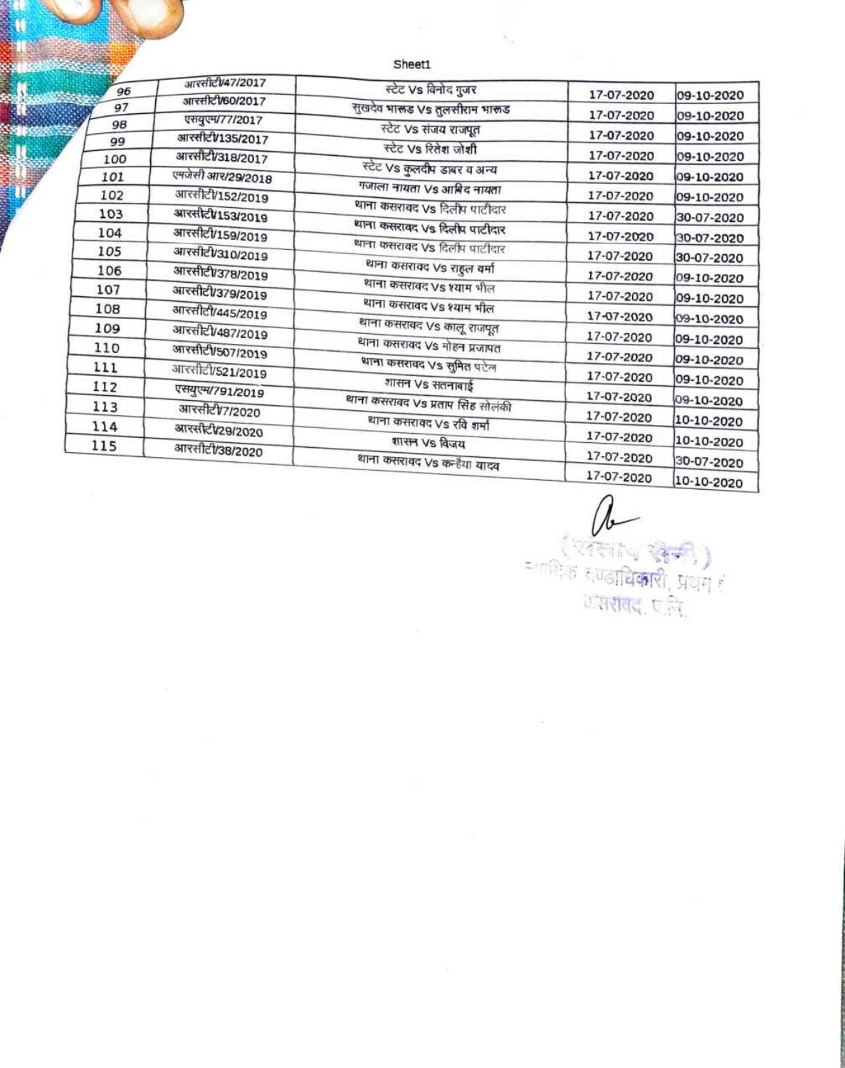Sheet1

| | | | | |
|---|---|---|---|---|
| 96 | आरसीटी/47/2017 | स्टेट Vs विनोद गुजर | 17-07-2020 | 09-10-2020 |
| 97 | आरसीटी/60/2017 | सुखदेव भारूड Vs तुलसीराम भारूड | 17-07-2020 | 09-10-2020 |
| 98 | एसयुएम/77/2017 | स्टेट Vs संजय राजपूत | 17-07-2020 | 09-10-2020 |
| 99 | आरसीटी/135/2017 | स्टेट Vs रितेश जोशी | 17-07-2020 | 09-10-2020 |
| 100 | आरसीटी/318/2017 | स्टेट Vs कुलदीप डाबर व अन्य | 17-07-2020 | 09-10-2020 |
| 101 | एमजेसी आर/29/2018 | गजाला नायता Vs आबिद नायता | 17-07-2020 | 09-10-2020 |
| 102 | आरसीटी/152/2019 | थाना कसरावद Vs दिलीप पाटीदार | 17-07-2020 | 30-07-2020 |
| 103 | आरसीटी/153/2019 | थाना कसरावद Vs दिलीप पाटीदार | 17-07-2020 | 30-07-2020 |
| 104 | आरसीटी/159/2019 | थाना कसरावद Vs दिलीप पाटीदार | 17-07-2020 | 30-07-2020 |
| 105 | आरसीटी/310/2019 | थाना कसरावद Vs राहुल वर्मा | 17-07-2020 | 09-10-2020 |
| 106 | आरसीटी/378/2019 | थाना कसरावद Vs श्याम भील | 17-07-2020 | 09-10-2020 |
| 107 | आरसीटी/379/2019 | थाना कसरावद Vs श्याम भील | 17-07-2020 | 09-10-2020 |
| 108 | आरसीटी/445/2019 | थाना कसरावद Vs कालू राजपूत | 17-07-2020 | 09-10-2020 |
| 109 | आरसीटी/487/2019 | थाना कसरावद Vs मोहन प्रजापत | 17-07-2020 | 09-10-2020 |
| 110 | आरसीटी/507/2019 | थाना कसरावद Vs सुमित पटेल | 17-07-2020 | 09-10-2020 |
| 111 | आरसीटी/521/2019 | शासन Vs रतनाबाई | 17-07-2020 | 09-10-2020 |
| 112 | एसयुएम/791/2019 | थाना कसरावद Vs प्रताप सिंह सोलंकी | 17-07-2020 | 10-10-2020 |
| 113 | आरसीटी/7/2020 | थाना कसरावद Vs रवि शर्मा | 17-07-2020 | 10-10-2020 |
| 114 | आरसीटी/29/2020 | शासन Vs विजय | 17-07-2020 | 30-07-2020 |
| 115 | आरसीटी/38/2020 | थाना कसरावद Vs कन्हैया यादव | 17-07-2020 | 10-10-2020 |

(रसनाथ सैनी)
न्यायिक दण्डाधिकारी, प्रथम श्रेणी
कसरावद, प.नि.